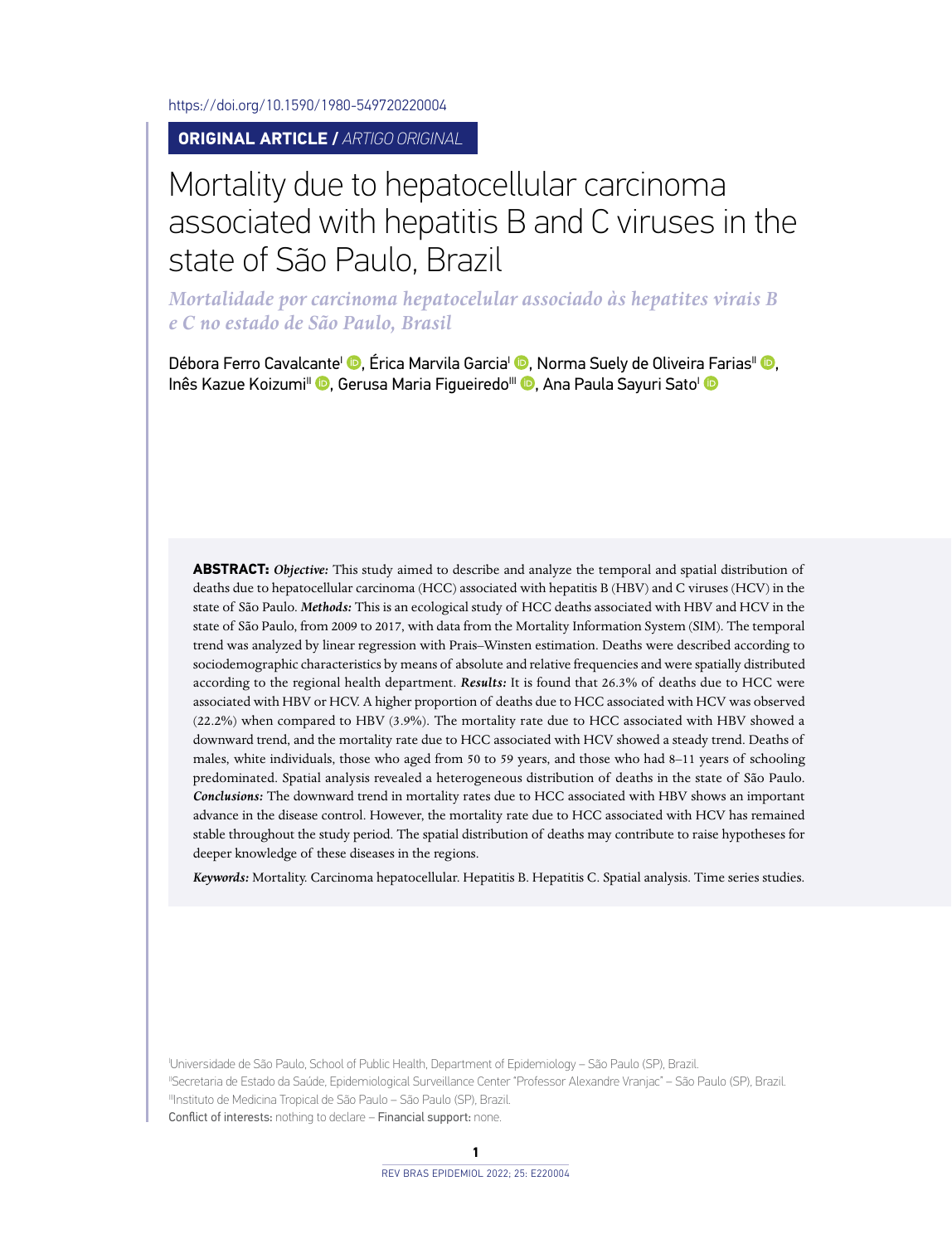https://doi.org/10.1590/1980-549720220004

**ORIGINAL ARTICLE /** *ARTIGO ORIGINAL*

# Mortality due to hepatocellular carcinoma associated with hepatitis B and C viruses in the state of São Paulo, Brazil

*Mortalidade por carcinoma hepatocelular associado às hepatites virais B e C no estado de São Paulo, Brasil*

Débora Ferro Cavalcante[I], Érica Marvila Garcia[I], Norma Suely de Oliveira Farias[II], Inês Kazue Koizumi[II], Gerusa Maria Figueiredo[III], Ana Paula Sayuri Sato[I]

**ABSTRACT:** ***Objective:*** This study aimed to describe and analyze the temporal and spatial distribution of deaths due to hepatocellular carcinoma (HCC) associated with hepatitis B (HBV) and C viruses (HCV) in the state of São Paulo. ***Methods:*** This is an ecological study of HCC deaths associated with HBV and HCV in the state of São Paulo, from 2009 to 2017, with data from the Mortality Information System (SIM). The temporal trend was analyzed by linear regression with Prais–Winsten estimation. Deaths were described according to sociodemographic characteristics by means of absolute and relative frequencies and were spatially distributed according to the regional health department. ***Results:*** It is found that 26.3% of deaths due to HCC were associated with HBV or HCV. A higher proportion of deaths due to HCC associated with HCV was observed (22.2%) when compared to HBV (3.9%). The mortality rate due to HCC associated with HBV showed a downward trend, and the mortality rate due to HCC associated with HCV showed a steady trend. Deaths of males, white individuals, those who aged from 50 to 59 years, and those who had 8–11 years of schooling predominated. Spatial analysis revealed a heterogeneous distribution of deaths in the state of São Paulo. ***Conclusions:*** The downward trend in mortality rates due to HCC associated with HBV shows an important advance in the disease control. However, the mortality rate due to HCC associated with HCV has remained stable throughout the study period. The spatial distribution of deaths may contribute to raise hypotheses for deeper knowledge of these diseases in the regions.

***Keywords:*** Mortality. Carcinoma hepatocellular. Hepatitis B. Hepatitis C. Spatial analysis. Time series studies.

[I]Universidade de São Paulo, School of Public Health, Department of Epidemiology – São Paulo (SP), Brazil.
[II]Secretaria de Estado da Saúde, Epidemiological Surveillance Center "Professor Alexandre Vranjac" – São Paulo (SP), Brazil.
[III]Instituto de Medicina Tropical de São Paulo – São Paulo (SP), Brazil.
Conflict of interests: nothing to declare – Financial support: none.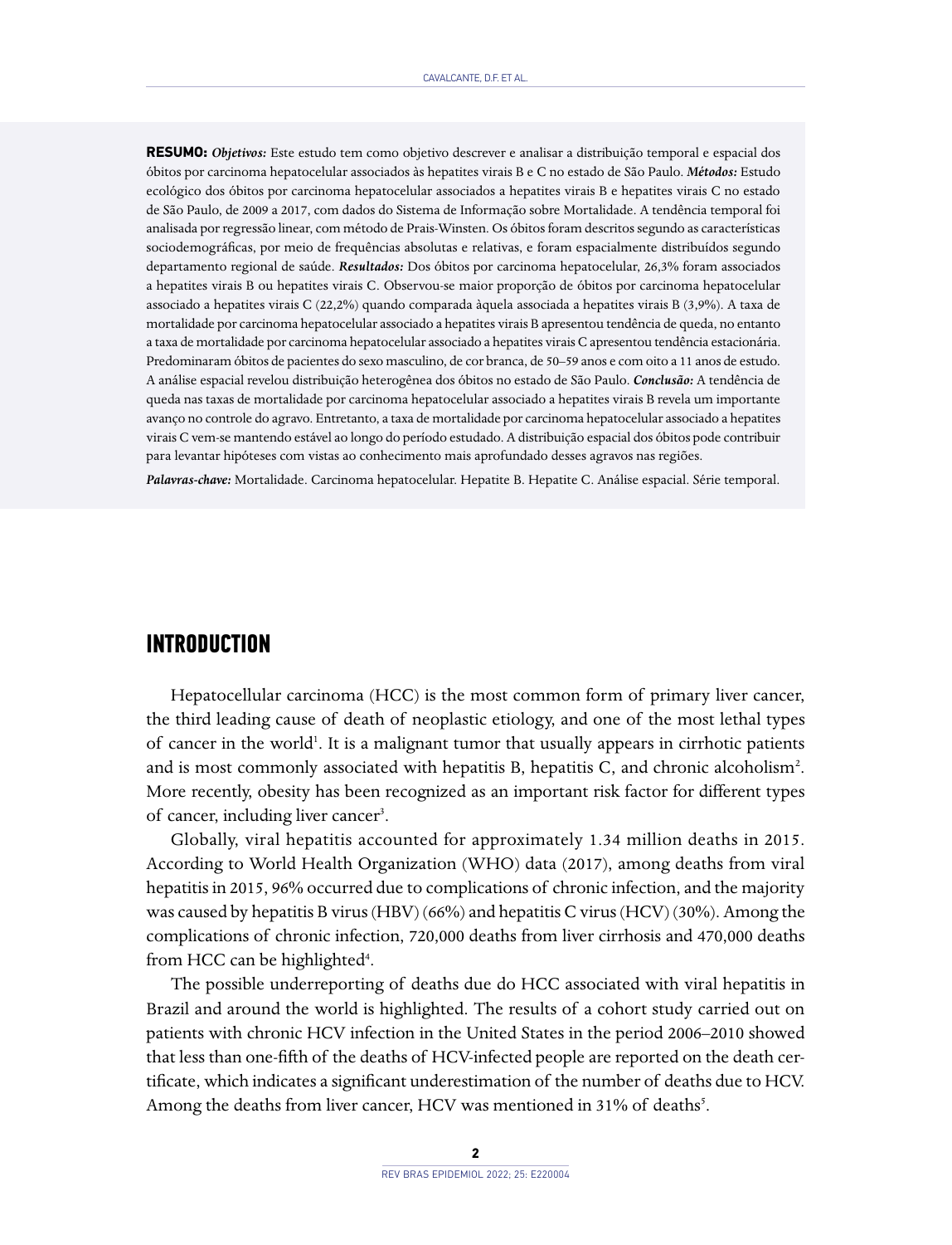**RESUMO:** ***Objetivos:*** Este estudo tem como objetivo descrever e analisar a distribuição temporal e espacial dos óbitos por carcinoma hepatocelular associados às hepatites virais B e C no estado de São Paulo. ***Métodos:*** Estudo ecológico dos óbitos por carcinoma hepatocelular associados a hepatites virais B e hepatites virais C no estado de São Paulo, de 2009 a 2017, com dados do Sistema de Informação sobre Mortalidade. A tendência temporal foi analisada por regressão linear, com método de Prais-Winsten. Os óbitos foram descritos segundo as características sociodemográficas, por meio de frequências absolutas e relativas, e foram espacialmente distribuídos segundo departamento regional de saúde. ***Resultados:*** Dos óbitos por carcinoma hepatocelular, 26,3% foram associados a hepatites virais B ou hepatites virais C. Observou-se maior proporção de óbitos por carcinoma hepatocelular associado a hepatites virais C (22,2%) quando comparada àquela associada a hepatites virais B (3,9%). A taxa de mortalidade por carcinoma hepatocelular associado a hepatites virais B apresentou tendência de queda, no entanto a taxa de mortalidade por carcinoma hepatocelular associado a hepatites virais C apresentou tendência estacionária. Predominaram óbitos de pacientes do sexo masculino, de cor branca, de 50–59 anos e com oito a 11 anos de estudo. A análise espacial revelou distribuição heterogênea dos óbitos no estado de São Paulo. ***Conclusão:*** A tendência de queda nas taxas de mortalidade por carcinoma hepatocelular associado a hepatites virais B revela um importante avanço no controle do agravo. Entretanto, a taxa de mortalidade por carcinoma hepatocelular associado a hepatites virais C vem-se mantendo estável ao longo do período estudado. A distribuição espacial dos óbitos pode contribuir para levantar hipóteses com vistas ao conhecimento mais aprofundado desses agravos nas regiões.

***Palavras-chave:*** Mortalidade. Carcinoma hepatocelular. Hepatite B. Hepatite C. Análise espacial. Série temporal.

## INTRODUCTION

Hepatocellular carcinoma (HCC) is the most common form of primary liver cancer, the third leading cause of death of neoplastic etiology, and one of the most lethal types of cancer in the world[1]. It is a malignant tumor that usually appears in cirrhotic patients and is most commonly associated with hepatitis B, hepatitis C, and chronic alcoholism[2]. More recently, obesity has been recognized as an important risk factor for different types of cancer, including liver cancer[3].

Globally, viral hepatitis accounted for approximately 1.34 million deaths in 2015. According to World Health Organization (WHO) data (2017), among deaths from viral hepatitis in 2015, 96% occurred due to complications of chronic infection, and the majority was caused by hepatitis B virus (HBV) (66%) and hepatitis C virus (HCV) (30%). Among the complications of chronic infection, 720,000 deaths from liver cirrhosis and 470,000 deaths from HCC can be highlighted[4].

The possible underreporting of deaths due do HCC associated with viral hepatitis in Brazil and around the world is highlighted. The results of a cohort study carried out on patients with chronic HCV infection in the United States in the period 2006–2010 showed that less than one-fifth of the deaths of HCV-infected people are reported on the death certificate, which indicates a significant underestimation of the number of deaths due to HCV. Among the deaths from liver cancer, HCV was mentioned in 31% of deaths[5].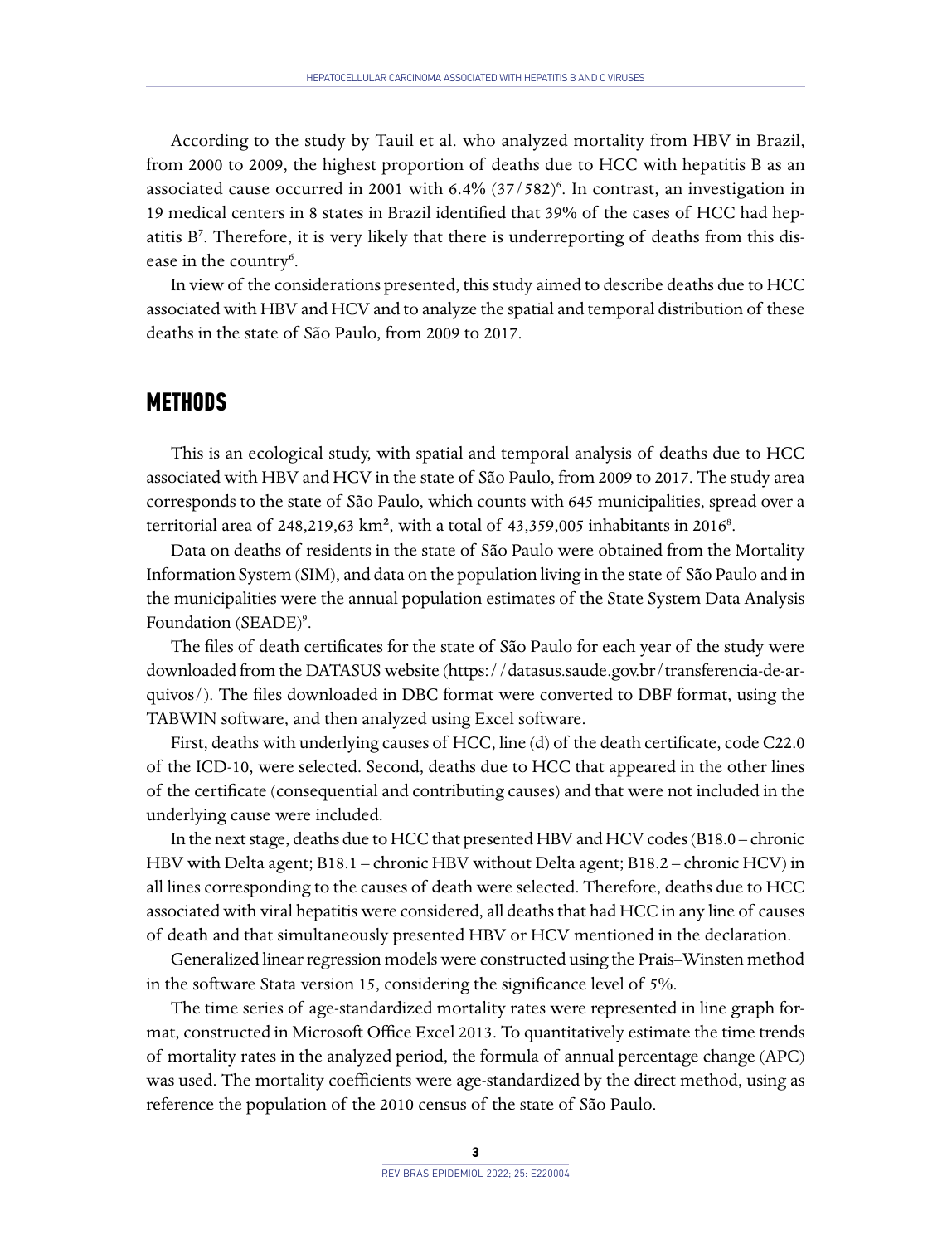According to the study by Tauil et al. who analyzed mortality from HBV in Brazil, from 2000 to 2009, the highest proportion of deaths due to HCC with hepatitis B as an associated cause occurred in 2001 with 6.4% (37/582)[6]. In contrast, an investigation in 19 medical centers in 8 states in Brazil identified that 39% of the cases of HCC had hepatitis B[7]. Therefore, it is very likely that there is underreporting of deaths from this disease in the country[6].

In view of the considerations presented, this study aimed to describe deaths due to HCC associated with HBV and HCV and to analyze the spatial and temporal distribution of these deaths in the state of São Paulo, from 2009 to 2017.

## METHODS

This is an ecological study, with spatial and temporal analysis of deaths due to HCC associated with HBV and HCV in the state of São Paulo, from 2009 to 2017. The study area corresponds to the state of São Paulo, which counts with 645 municipalities, spread over a territorial area of 248,219,63 km², with a total of 43,359,005 inhabitants in 2016[8].

Data on deaths of residents in the state of São Paulo were obtained from the Mortality Information System (SIM), and data on the population living in the state of São Paulo and in the municipalities were the annual population estimates of the State System Data Analysis Foundation (SEADE)[9].

The files of death certificates for the state of São Paulo for each year of the study were downloaded from the DATASUS website (https://datasus.saude.gov.br/transferencia-de-arquivos/). The files downloaded in DBC format were converted to DBF format, using the TABWIN software, and then analyzed using Excel software.

First, deaths with underlying causes of HCC, line (d) of the death certificate, code C22.0 of the ICD-10, were selected. Second, deaths due to HCC that appeared in the other lines of the certificate (consequential and contributing causes) and that were not included in the underlying cause were included.

In the next stage, deaths due to HCC that presented HBV and HCV codes (B18.0 – chronic HBV with Delta agent; B18.1 – chronic HBV without Delta agent; B18.2 – chronic HCV) in all lines corresponding to the causes of death were selected. Therefore, deaths due to HCC associated with viral hepatitis were considered, all deaths that had HCC in any line of causes of death and that simultaneously presented HBV or HCV mentioned in the declaration.

Generalized linear regression models were constructed using the Prais–Winsten method in the software Stata version 15, considering the significance level of 5%.

The time series of age-standardized mortality rates were represented in line graph format, constructed in Microsoft Office Excel 2013. To quantitatively estimate the time trends of mortality rates in the analyzed period, the formula of annual percentage change (APC) was used. The mortality coefficients were age-standardized by the direct method, using as reference the population of the 2010 census of the state of São Paulo.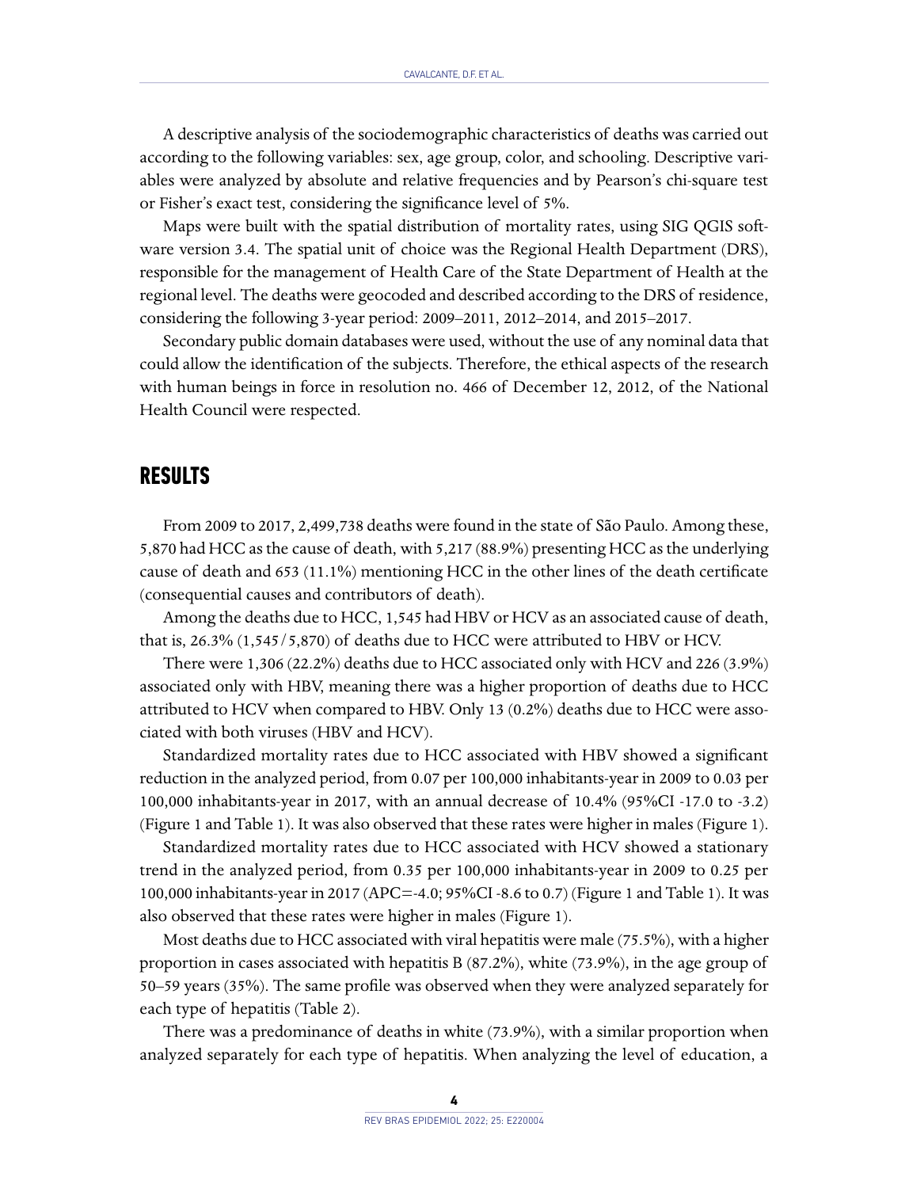A descriptive analysis of the sociodemographic characteristics of deaths was carried out according to the following variables: sex, age group, color, and schooling. Descriptive variables were analyzed by absolute and relative frequencies and by Pearson's chi-square test or Fisher's exact test, considering the significance level of 5%.

Maps were built with the spatial distribution of mortality rates, using SIG QGIS software version 3.4. The spatial unit of choice was the Regional Health Department (DRS), responsible for the management of Health Care of the State Department of Health at the regional level. The deaths were geocoded and described according to the DRS of residence, considering the following 3-year period: 2009–2011, 2012–2014, and 2015–2017.

Secondary public domain databases were used, without the use of any nominal data that could allow the identification of the subjects. Therefore, the ethical aspects of the research with human beings in force in resolution no. 466 of December 12, 2012, of the National Health Council were respected.

## RESULTS

From 2009 to 2017, 2,499,738 deaths were found in the state of São Paulo. Among these, 5,870 had HCC as the cause of death, with 5,217 (88.9%) presenting HCC as the underlying cause of death and 653 (11.1%) mentioning HCC in the other lines of the death certificate (consequential causes and contributors of death).

Among the deaths due to HCC, 1,545 had HBV or HCV as an associated cause of death, that is, 26.3% (1,545/5,870) of deaths due to HCC were attributed to HBV or HCV.

There were 1,306 (22.2%) deaths due to HCC associated only with HCV and 226 (3.9%) associated only with HBV, meaning there was a higher proportion of deaths due to HCC attributed to HCV when compared to HBV. Only 13 (0.2%) deaths due to HCC were associated with both viruses (HBV and HCV).

Standardized mortality rates due to HCC associated with HBV showed a significant reduction in the analyzed period, from 0.07 per 100,000 inhabitants-year in 2009 to 0.03 per 100,000 inhabitants-year in 2017, with an annual decrease of 10.4% (95%CI -17.0 to -3.2) (Figure 1 and Table 1). It was also observed that these rates were higher in males (Figure 1).

Standardized mortality rates due to HCC associated with HCV showed a stationary trend in the analyzed period, from 0.35 per 100,000 inhabitants-year in 2009 to 0.25 per 100,000 inhabitants-year in 2017 (APC=-4.0; 95%CI -8.6 to 0.7) (Figure 1 and Table 1). It was also observed that these rates were higher in males (Figure 1).

Most deaths due to HCC associated with viral hepatitis were male (75.5%), with a higher proportion in cases associated with hepatitis B (87.2%), white (73.9%), in the age group of 50–59 years (35%). The same profile was observed when they were analyzed separately for each type of hepatitis (Table 2).

There was a predominance of deaths in white (73.9%), with a similar proportion when analyzed separately for each type of hepatitis. When analyzing the level of education, a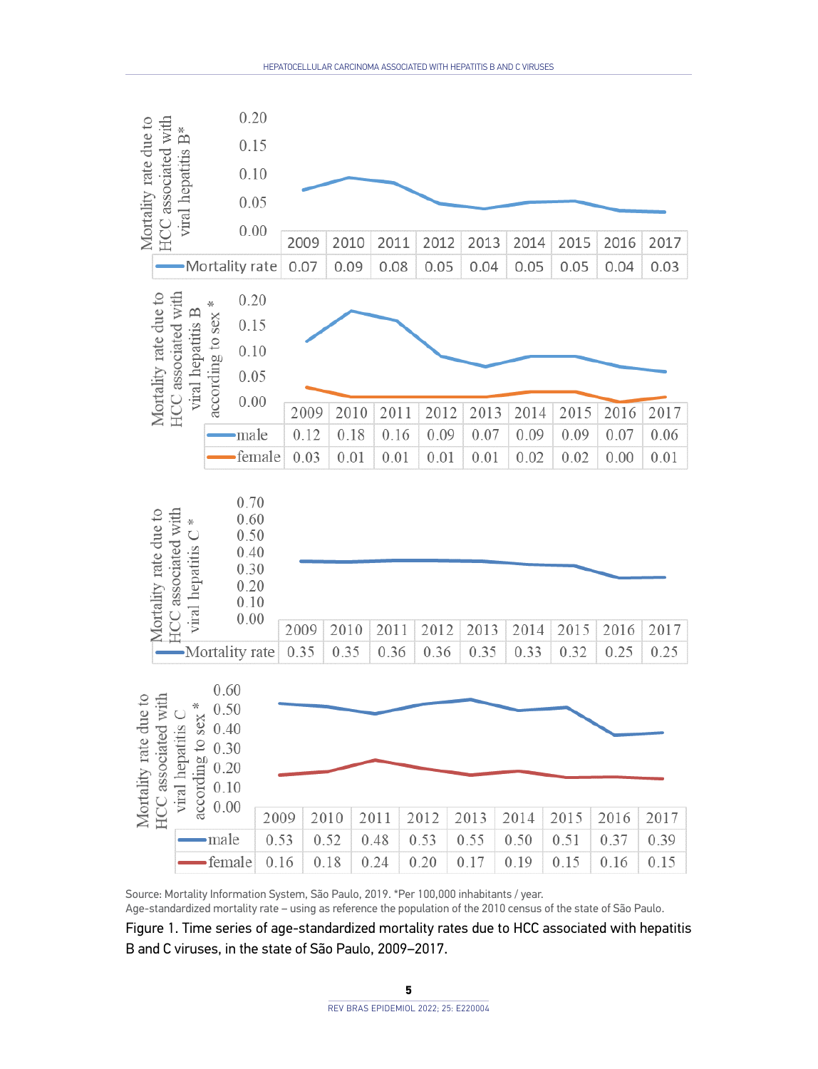| | 2009 | 2010 | 2011 | 2012 | 2013 | 2014 | 2015 | 2016 | 2017 |
|---|---|---|---|---|---|---|---|---|---|
| Mortality rate | 0.07 | 0.09 | 0.08 | 0.05 | 0.04 | 0.05 | 0.05 | 0.04 | 0.03 |

Mortality rate due to HCC associated with viral hepatitis B*

| | 2009 | 2010 | 2011 | 2012 | 2013 | 2014 | 2015 | 2016 | 2017 |
|---|---|---|---|---|---|---|---|---|---|
| male | 0.12 | 0.18 | 0.16 | 0.09 | 0.07 | 0.09 | 0.09 | 0.07 | 0.06 |
| female | 0.03 | 0.01 | 0.01 | 0.01 | 0.01 | 0.02 | 0.02 | 0.00 | 0.01 |

Mortality rate due to HCC associated with viral hepatitis B according to sex *

| | 2009 | 2010 | 2011 | 2012 | 2013 | 2014 | 2015 | 2016 | 2017 |
|---|---|---|---|---|---|---|---|---|---|
| Mortality rate | 0.35 | 0.35 | 0.36 | 0.36 | 0.35 | 0.33 | 0.32 | 0.25 | 0.25 |

Mortality rate due to HCC associated with viral hepatitis C *

| | 2009 | 2010 | 2011 | 2012 | 2013 | 2014 | 2015 | 2016 | 2017 |
|---|---|---|---|---|---|---|---|---|---|
| male | 0.53 | 0.52 | 0.48 | 0.53 | 0.55 | 0.50 | 0.51 | 0.37 | 0.39 |
| female | 0.16 | 0.18 | 0.24 | 0.20 | 0.17 | 0.19 | 0.15 | 0.16 | 0.15 |

Mortality rate due to HCC associated with viral hepatitis C according to sex *

Source: Mortality Information System, São Paulo, 2019. *Per 100,000 inhabitants / year.
Age-standardized mortality rate – using as reference the population of the 2010 census of the state of São Paulo.

Figure 1. Time series of age-standardized mortality rates due to HCC associated with hepatitis B and C viruses, in the state of São Paulo, 2009–2017.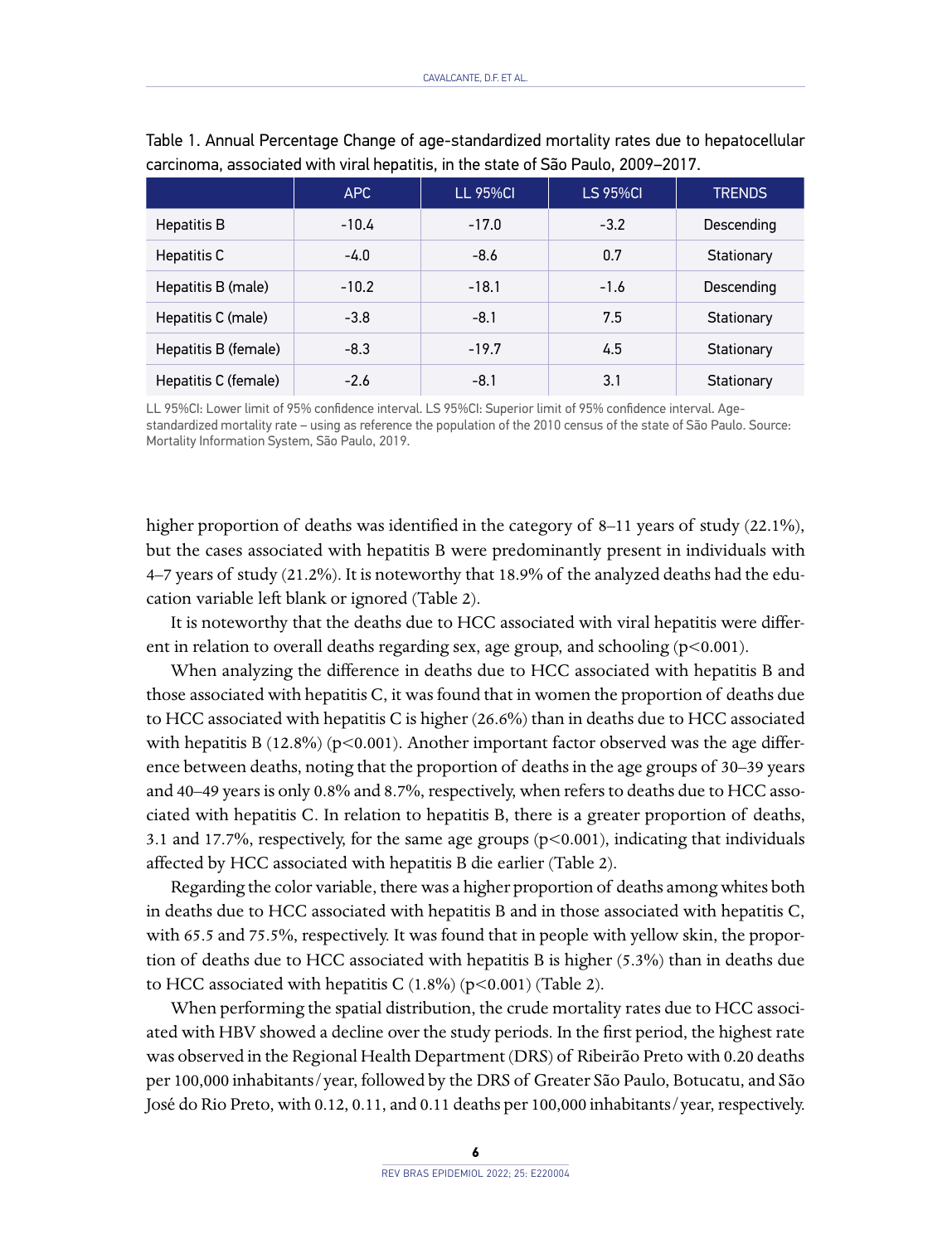Table 1. Annual Percentage Change of age-standardized mortality rates due to hepatocellular carcinoma, associated with viral hepatitis, in the state of São Paulo, 2009–2017.

| | APC | LL 95%CI | LS 95%CI | TRENDS |
|---|---|---|---|---|
| Hepatitis B | -10.4 | -17.0 | -3.2 | Descending |
| Hepatitis C | -4.0 | -8.6 | 0.7 | Stationary |
| Hepatitis B (male) | -10.2 | -18.1 | -1.6 | Descending |
| Hepatitis C (male) | -3.8 | -8.1 | 7.5 | Stationary |
| Hepatitis B (female) | -8.3 | -19.7 | 4.5 | Stationary |
| Hepatitis C (female) | -2.6 | -8.1 | 3.1 | Stationary |

LL 95%CI: Lower limit of 95% confidence interval. LS 95%CI: Superior limit of 95% confidence interval. Age-standardized mortality rate – using as reference the population of the 2010 census of the state of São Paulo. Source: Mortality Information System, São Paulo, 2019.

higher proportion of deaths was identified in the category of 8–11 years of study (22.1%), but the cases associated with hepatitis B were predominantly present in individuals with 4–7 years of study (21.2%). It is noteworthy that 18.9% of the analyzed deaths had the education variable left blank or ignored (Table 2).

It is noteworthy that the deaths due to HCC associated with viral hepatitis were different in relation to overall deaths regarding sex, age group, and schooling ($p<0.001$).

When analyzing the difference in deaths due to HCC associated with hepatitis B and those associated with hepatitis C, it was found that in women the proportion of deaths due to HCC associated with hepatitis C is higher (26.6%) than in deaths due to HCC associated with hepatitis B (12.8%) ($p<0.001$). Another important factor observed was the age difference between deaths, noting that the proportion of deaths in the age groups of 30–39 years and 40–49 years is only 0.8% and 8.7%, respectively, when refers to deaths due to HCC associated with hepatitis C. In relation to hepatitis B, there is a greater proportion of deaths, 3.1 and 17.7%, respectively, for the same age groups ($p<0.001$), indicating that individuals affected by HCC associated with hepatitis B die earlier (Table 2).

Regarding the color variable, there was a higher proportion of deaths among whites both in deaths due to HCC associated with hepatitis B and in those associated with hepatitis C, with 65.5 and 75.5%, respectively. It was found that in people with yellow skin, the proportion of deaths due to HCC associated with hepatitis B is higher (5.3%) than in deaths due to HCC associated with hepatitis C (1.8%) ($p<0.001$) (Table 2).

When performing the spatial distribution, the crude mortality rates due to HCC associated with HBV showed a decline over the study periods. In the first period, the highest rate was observed in the Regional Health Department (DRS) of Ribeirão Preto with 0.20 deaths per 100,000 inhabitants/year, followed by the DRS of Greater São Paulo, Botucatu, and São José do Rio Preto, with 0.12, 0.11, and 0.11 deaths per 100,000 inhabitants/year, respectively.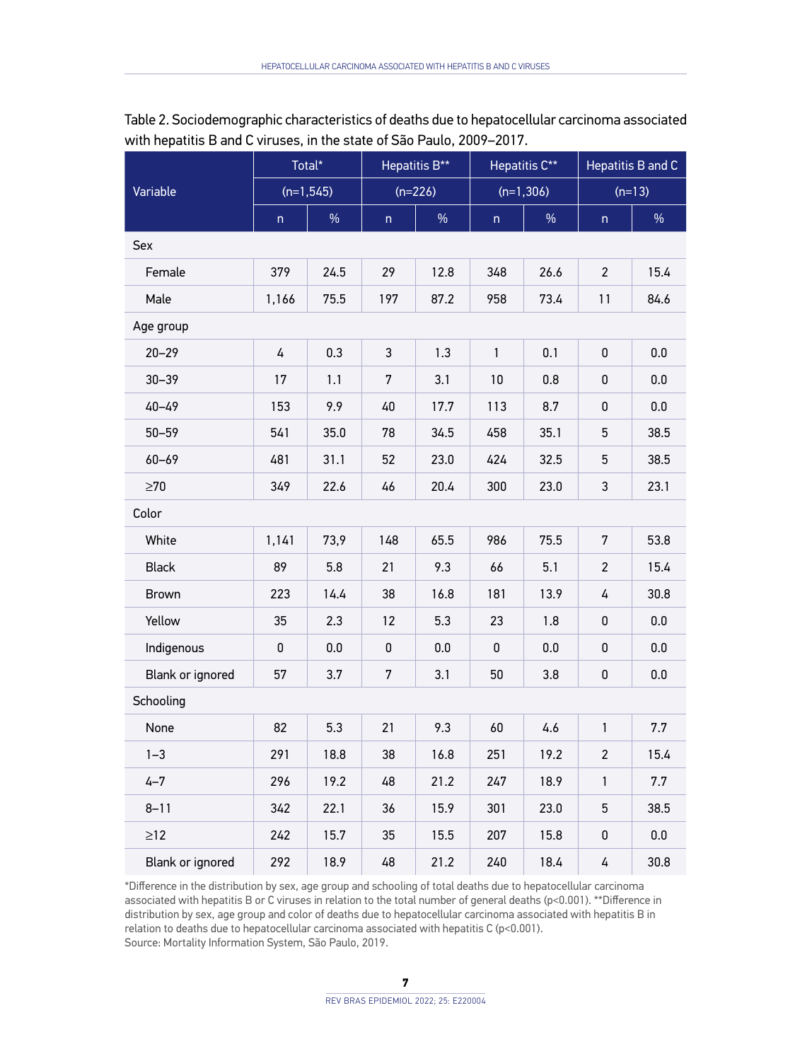Table 2. Sociodemographic characteristics of deaths due to hepatocellular carcinoma associated with hepatitis B and C viruses, in the state of São Paulo, 2009–2017.

| Variable | Total* (n=1,545) | | Hepatitis B** (n=226) | | Hepatitis C** (n=1,306) | | Hepatitis B and C (n=13) | |
|---|---|---|---|---|---|---|---|---|
| | n | % | n | % | n | % | n | % |
| **Sex** | | | | | | | | |
| Female | 379 | 24.5 | 29 | 12.8 | 348 | 26.6 | 2 | 15.4 |
| Male | 1,166 | 75.5 | 197 | 87.2 | 958 | 73.4 | 11 | 84.6 |
| **Age group** | | | | | | | | |
| 20–29 | 4 | 0.3 | 3 | 1.3 | 1 | 0.1 | 0 | 0.0 |
| 30–39 | 17 | 1.1 | 7 | 3.1 | 10 | 0.8 | 0 | 0.0 |
| 40–49 | 153 | 9.9 | 40 | 17.7 | 113 | 8.7 | 0 | 0.0 |
| 50–59 | 541 | 35.0 | 78 | 34.5 | 458 | 35.1 | 5 | 38.5 |
| 60–69 | 481 | 31.1 | 52 | 23.0 | 424 | 32.5 | 5 | 38.5 |
| ≥70 | 349 | 22.6 | 46 | 20.4 | 300 | 23.0 | 3 | 23.1 |
| **Color** | | | | | | | | |
| White | 1,141 | 73,9 | 148 | 65.5 | 986 | 75.5 | 7 | 53.8 |
| Black | 89 | 5.8 | 21 | 9.3 | 66 | 5.1 | 2 | 15.4 |
| Brown | 223 | 14.4 | 38 | 16.8 | 181 | 13.9 | 4 | 30.8 |
| Yellow | 35 | 2.3 | 12 | 5.3 | 23 | 1.8 | 0 | 0.0 |
| Indigenous | 0 | 0.0 | 0 | 0.0 | 0 | 0.0 | 0 | 0.0 |
| Blank or ignored | 57 | 3.7 | 7 | 3.1 | 50 | 3.8 | 0 | 0.0 |
| **Schooling** | | | | | | | | |
| None | 82 | 5.3 | 21 | 9.3 | 60 | 4.6 | 1 | 7.7 |
| 1–3 | 291 | 18.8 | 38 | 16.8 | 251 | 19.2 | 2 | 15.4 |
| 4–7 | 296 | 19.2 | 48 | 21.2 | 247 | 18.9 | 1 | 7.7 |
| 8–11 | 342 | 22.1 | 36 | 15.9 | 301 | 23.0 | 5 | 38.5 |
| ≥12 | 242 | 15.7 | 35 | 15.5 | 207 | 15.8 | 0 | 0.0 |
| Blank or ignored | 292 | 18.9 | 48 | 21.2 | 240 | 18.4 | 4 | 30.8 |

*Difference in the distribution by sex, age group and schooling of total deaths due to hepatocellular carcinoma associated with hepatitis B or C viruses in relation to the total number of general deaths ($p<0.001$). **Difference in distribution by sex, age group and color of deaths due to hepatocellular carcinoma associated with hepatitis B in relation to deaths due to hepatocellular carcinoma associated with hepatitis C ($p<0.001$).
Source: Mortality Information System, São Paulo, 2019.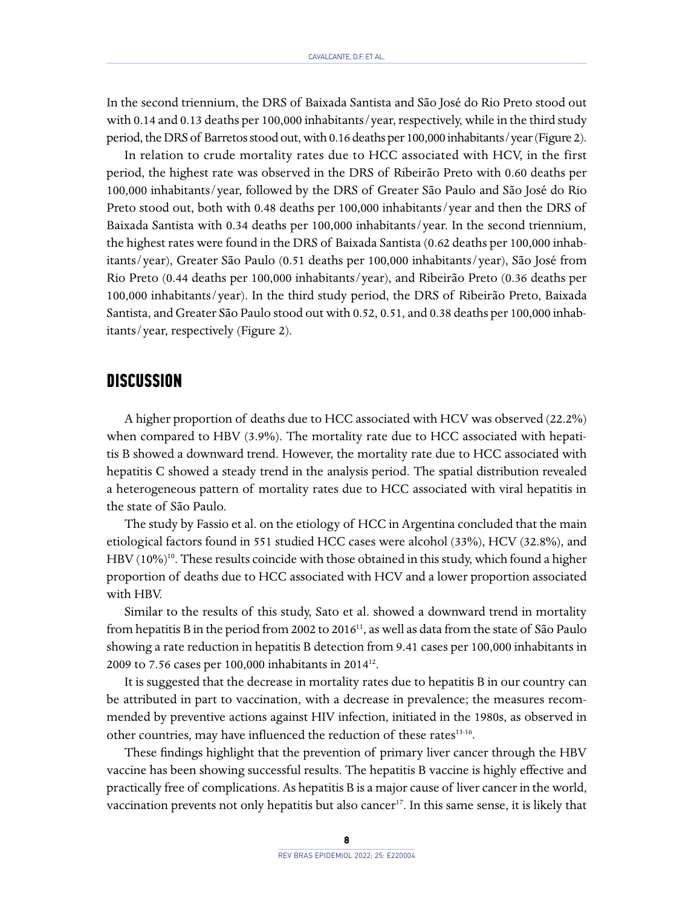In the second triennium, the DRS of Baixada Santista and São José do Rio Preto stood out with 0.14 and 0.13 deaths per 100,000 inhabitants/year, respectively, while in the third study period, the DRS of Barretos stood out, with 0.16 deaths per 100,000 inhabitants/year (Figure 2).

In relation to crude mortality rates due to HCC associated with HCV, in the first period, the highest rate was observed in the DRS of Ribeirão Preto with 0.60 deaths per 100,000 inhabitants/year, followed by the DRS of Greater São Paulo and São José do Rio Preto stood out, both with 0.48 deaths per 100,000 inhabitants/year and then the DRS of Baixada Santista with 0.34 deaths per 100,000 inhabitants/year. In the second triennium, the highest rates were found in the DRS of Baixada Santista (0.62 deaths per 100,000 inhabitants/year), Greater São Paulo (0.51 deaths per 100,000 inhabitants/year), São José from Rio Preto (0.44 deaths per 100,000 inhabitants/year), and Ribeirão Preto (0.36 deaths per 100,000 inhabitants/year). In the third study period, the DRS of Ribeirão Preto, Baixada Santista, and Greater São Paulo stood out with 0.52, 0.51, and 0.38 deaths per 100,000 inhabitants/year, respectively (Figure 2).

## DISCUSSION

A higher proportion of deaths due to HCC associated with HCV was observed (22.2%) when compared to HBV (3.9%). The mortality rate due to HCC associated with hepatitis B showed a downward trend. However, the mortality rate due to HCC associated with hepatitis C showed a steady trend in the analysis period. The spatial distribution revealed a heterogeneous pattern of mortality rates due to HCC associated with viral hepatitis in the state of São Paulo.

The study by Fassio et al. on the etiology of HCC in Argentina concluded that the main etiological factors found in 551 studied HCC cases were alcohol (33%), HCV (32.8%), and HBV (10%)[10]. These results coincide with those obtained in this study, which found a higher proportion of deaths due to HCC associated with HCV and a lower proportion associated with HBV.

Similar to the results of this study, Sato et al. showed a downward trend in mortality from hepatitis B in the period from 2002 to 2016[11], as well as data from the state of São Paulo showing a rate reduction in hepatitis B detection from 9.41 cases per 100,000 inhabitants in 2009 to 7.56 cases per 100,000 inhabitants in 2014[12].

It is suggested that the decrease in mortality rates due to hepatitis B in our country can be attributed in part to vaccination, with a decrease in prevalence; the measures recommended by preventive actions against HIV infection, initiated in the 1980s, as observed in other countries, may have influenced the reduction of these rates[13-16].

These findings highlight that the prevention of primary liver cancer through the HBV vaccine has been showing successful results. The hepatitis B vaccine is highly effective and practically free of complications. As hepatitis B is a major cause of liver cancer in the world, vaccination prevents not only hepatitis but also cancer[17]. In this same sense, it is likely that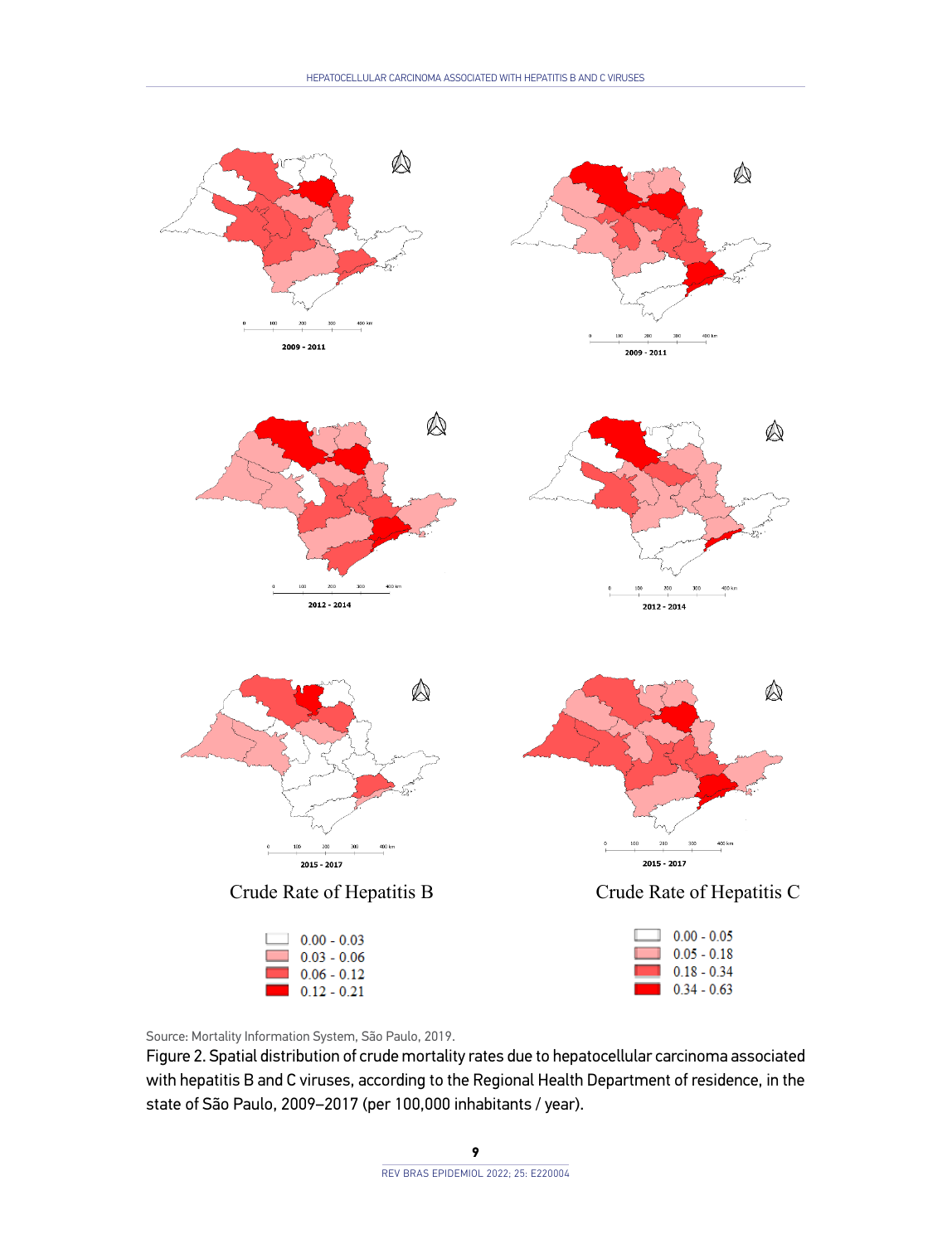Source: Mortality Information System, São Paulo, 2019.

Figure 2. Spatial distribution of crude mortality rates due to hepatocellular carcinoma associated with hepatitis B and C viruses, according to the Regional Health Department of residence, in the state of São Paulo, 2009–2017 (per 100,000 inhabitants / year).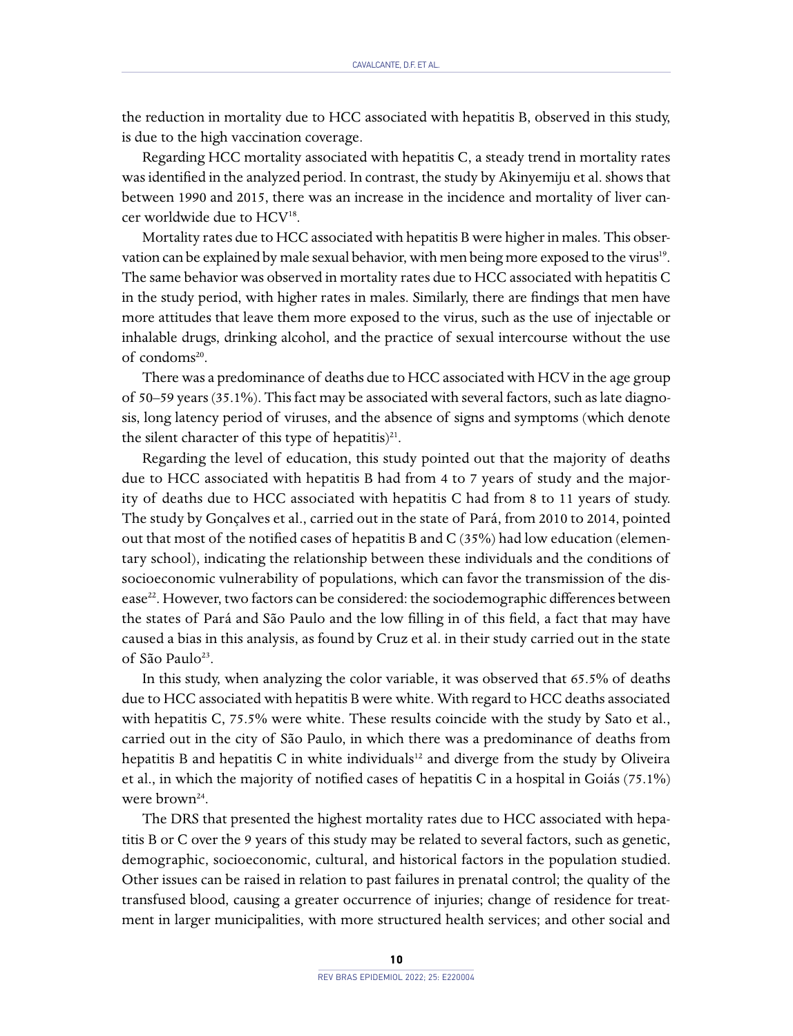the reduction in mortality due to HCC associated with hepatitis B, observed in this study, is due to the high vaccination coverage.

Regarding HCC mortality associated with hepatitis C, a steady trend in mortality rates was identified in the analyzed period. In contrast, the study by Akinyemiju et al. shows that between 1990 and 2015, there was an increase in the incidence and mortality of liver cancer worldwide due to HCV[18].

Mortality rates due to HCC associated with hepatitis B were higher in males. This observation can be explained by male sexual behavior, with men being more exposed to the virus[19]. The same behavior was observed in mortality rates due to HCC associated with hepatitis C in the study period, with higher rates in males. Similarly, there are findings that men have more attitudes that leave them more exposed to the virus, such as the use of injectable or inhalable drugs, drinking alcohol, and the practice of sexual intercourse without the use of condoms[20].

There was a predominance of deaths due to HCC associated with HCV in the age group of 50–59 years (35.1%). This fact may be associated with several factors, such as late diagnosis, long latency period of viruses, and the absence of signs and symptoms (which denote the silent character of this type of hepatitis)[21].

Regarding the level of education, this study pointed out that the majority of deaths due to HCC associated with hepatitis B had from 4 to 7 years of study and the majority of deaths due to HCC associated with hepatitis C had from 8 to 11 years of study. The study by Gonçalves et al., carried out in the state of Pará, from 2010 to 2014, pointed out that most of the notified cases of hepatitis B and C (35%) had low education (elementary school), indicating the relationship between these individuals and the conditions of socioeconomic vulnerability of populations, which can favor the transmission of the disease[22]. However, two factors can be considered: the sociodemographic differences between the states of Pará and São Paulo and the low filling in of this field, a fact that may have caused a bias in this analysis, as found by Cruz et al. in their study carried out in the state of São Paulo[23].

In this study, when analyzing the color variable, it was observed that 65.5% of deaths due to HCC associated with hepatitis B were white. With regard to HCC deaths associated with hepatitis C, 75.5% were white. These results coincide with the study by Sato et al., carried out in the city of São Paulo, in which there was a predominance of deaths from hepatitis B and hepatitis C in white individuals[12] and diverge from the study by Oliveira et al., in which the majority of notified cases of hepatitis C in a hospital in Goiás (75.1%) were brown[24].

The DRS that presented the highest mortality rates due to HCC associated with hepatitis B or C over the 9 years of this study may be related to several factors, such as genetic, demographic, socioeconomic, cultural, and historical factors in the population studied. Other issues can be raised in relation to past failures in prenatal control; the quality of the transfused blood, causing a greater occurrence of injuries; change of residence for treatment in larger municipalities, with more structured health services; and other social and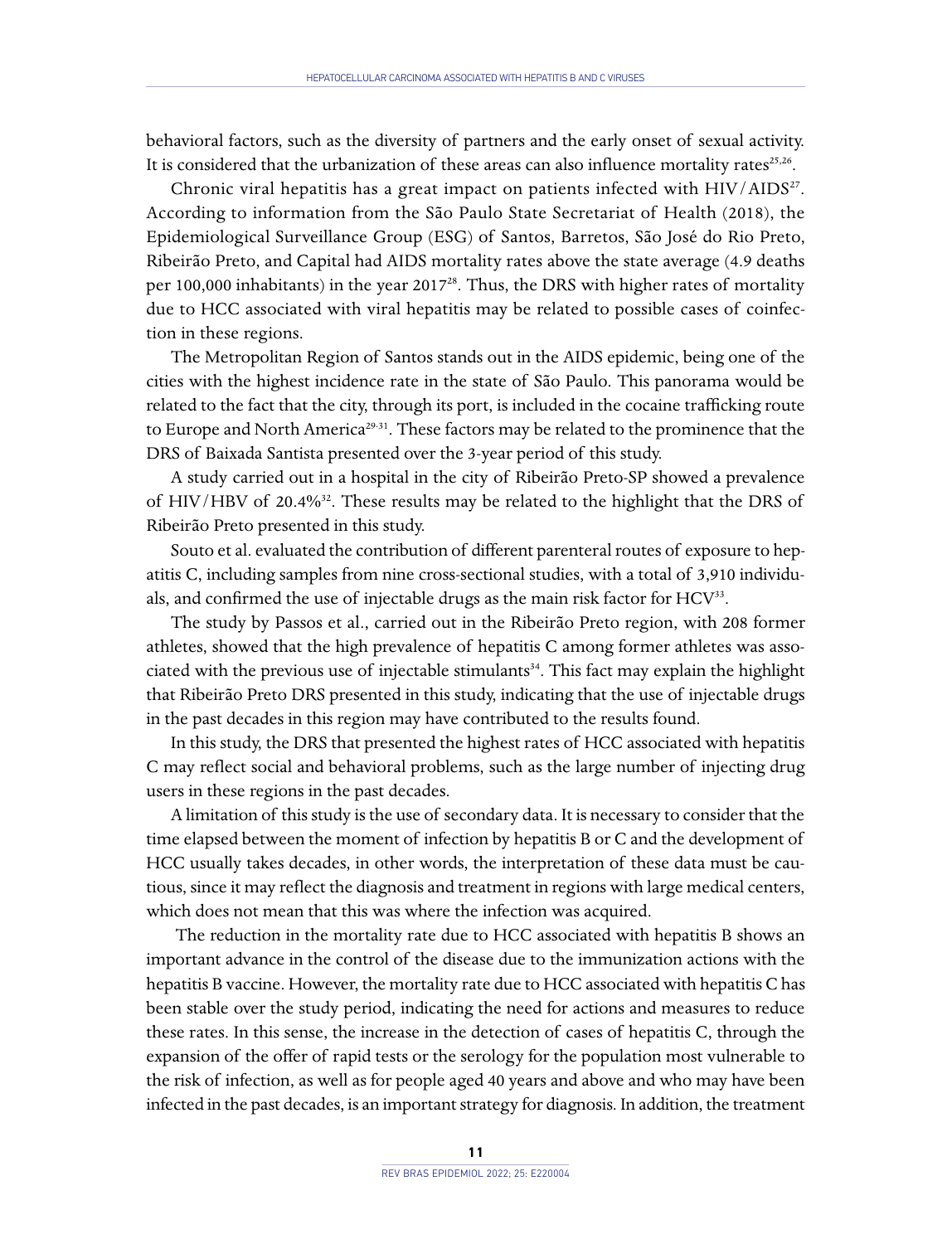behavioral factors, such as the diversity of partners and the early onset of sexual activity. It is considered that the urbanization of these areas can also influence mortality rates[25,26].

Chronic viral hepatitis has a great impact on patients infected with HIV/AIDS[27]. According to information from the São Paulo State Secretariat of Health (2018), the Epidemiological Surveillance Group (ESG) of Santos, Barretos, São José do Rio Preto, Ribeirão Preto, and Capital had AIDS mortality rates above the state average (4.9 deaths per 100,000 inhabitants) in the year 2017[28]. Thus, the DRS with higher rates of mortality due to HCC associated with viral hepatitis may be related to possible cases of coinfection in these regions.

The Metropolitan Region of Santos stands out in the AIDS epidemic, being one of the cities with the highest incidence rate in the state of São Paulo. This panorama would be related to the fact that the city, through its port, is included in the cocaine trafficking route to Europe and North America[29-31]. These factors may be related to the prominence that the DRS of Baixada Santista presented over the 3-year period of this study.

A study carried out in a hospital in the city of Ribeirão Preto-SP showed a prevalence of HIV/HBV of 20.4%[32]. These results may be related to the highlight that the DRS of Ribeirão Preto presented in this study.

Souto et al. evaluated the contribution of different parenteral routes of exposure to hepatitis C, including samples from nine cross-sectional studies, with a total of 3,910 individuals, and confirmed the use of injectable drugs as the main risk factor for HCV[33].

The study by Passos et al., carried out in the Ribeirão Preto region, with 208 former athletes, showed that the high prevalence of hepatitis C among former athletes was associated with the previous use of injectable stimulants[34]. This fact may explain the highlight that Ribeirão Preto DRS presented in this study, indicating that the use of injectable drugs in the past decades in this region may have contributed to the results found.

In this study, the DRS that presented the highest rates of HCC associated with hepatitis C may reflect social and behavioral problems, such as the large number of injecting drug users in these regions in the past decades.

A limitation of this study is the use of secondary data. It is necessary to consider that the time elapsed between the moment of infection by hepatitis B or C and the development of HCC usually takes decades, in other words, the interpretation of these data must be cautious, since it may reflect the diagnosis and treatment in regions with large medical centers, which does not mean that this was where the infection was acquired.

The reduction in the mortality rate due to HCC associated with hepatitis B shows an important advance in the control of the disease due to the immunization actions with the hepatitis B vaccine. However, the mortality rate due to HCC associated with hepatitis C has been stable over the study period, indicating the need for actions and measures to reduce these rates. In this sense, the increase in the detection of cases of hepatitis C, through the expansion of the offer of rapid tests or the serology for the population most vulnerable to the risk of infection, as well as for people aged 40 years and above and who may have been infected in the past decades, is an important strategy for diagnosis. In addition, the treatment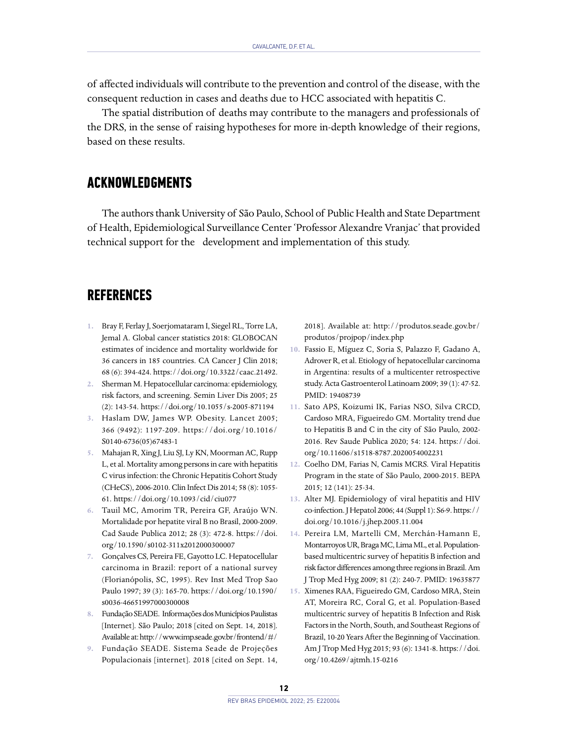of affected individuals will contribute to the prevention and control of the disease, with the consequent reduction in cases and deaths due to HCC associated with hepatitis C.

The spatial distribution of deaths may contribute to the managers and professionals of the DRS, in the sense of raising hypotheses for more in-depth knowledge of their regions, based on these results.

## ACKNOWLEDGMENTS

The authors thank University of São Paulo, School of Public Health and State Department of Health, Epidemiological Surveillance Center 'Professor Alexandre Vranjac' that provided technical support for the development and implementation of this study.

## REFERENCES

1. Bray F, Ferlay J, Soerjomataram I, Siegel RL, Torre LA, Jemal A. Global cancer statistics 2018: GLOBOCAN estimates of incidence and mortality worldwide for 36 cancers in 185 countries. CA Cancer J Clin 2018; 68 (6): 394-424. https://doi.org/10.3322/caac.21492.
2. Sherman M. Hepatocellular carcinoma: epidemiology, risk factors, and screening. Semin Liver Dis 2005; 25 (2): 143-54. https://doi.org/10.1055/s-2005-871194
3. Haslam DW, James WP. Obesity. Lancet 2005; 366 (9492): 1197-209. https://doi.org/10.1016/S0140-6736(05)67483-1
5. Mahajan R, Xing J, Liu SJ, Ly KN, Moorman AC, Rupp L, et al. Mortality among persons in care with hepatitis C virus infection: the Chronic Hepatitis Cohort Study (CHeCS), 2006-2010. Clin Infect Dis 2014; 58 (8): 1055-61. https://doi.org/10.1093/cid/ciu077
6. Tauil MC, Amorim TR, Pereira GF, Araújo WN. Mortalidade por hepatite viral B no Brasil, 2000-2009. Cad Saude Publica 2012; 28 (3): 472-8. https://doi.org/10.1590/s0102-311x2012000300007
7. Gonçalves CS, Pereira FE, Gayotto LC. Hepatocellular carcinoma in Brazil: report of a national survey (Florianópolis, SC, 1995). Rev Inst Med Trop Sao Paulo 1997; 39 (3): 165-70. https://doi.org/10.1590/s0036-46651997000300008
8. Fundação SEADE. Informações dos Municípios Paulistas [Internet]. São Paulo; 2018 [cited on Sept. 14, 2018]. Available at: http://www.imp.seade.gov.br/frontend/#/
9. Fundação SEADE. Sistema Seade de Projeções Populacionais [internet]. 2018 [cited on Sept. 14, 2018]. Available at: http://produtos.seade.gov.br/produtos/projpop/index.php
10. Fassio E, Míguez C, Soria S, Palazzo F, Gadano A, Adrover R, et al. Etiology of hepatocellular carcinoma in Argentina: results of a multicenter retrospective study. Acta Gastroenterol Latinoam 2009; 39 (1): 47-52. PMID: 19408739
11. Sato APS, Koizumi IK, Farias NSO, Silva CRCD, Cardoso MRA, Figueiredo GM. Mortality trend due to Hepatitis B and C in the city of São Paulo, 2002-2016. Rev Saude Publica 2020; 54: 124. https://doi.org/10.11606/s1518-8787.2020054002231
12. Coelho DM, Farias N, Camis MCRS. Viral Hepatitis Program in the state of São Paulo, 2000-2015. BEPA 2015; 12 (141): 25-34.
13. Alter MJ. Epidemiology of viral hepatitis and HIV co-infection. J Hepatol 2006; 44 (Suppl 1): S6-9. https://doi.org/10.1016/j.jhep.2005.11.004
14. Pereira LM, Martelli CM, Merchán-Hamann E, Montarroyos UR, Braga MC, Lima ML, et al. Population-based multicentric survey of hepatitis B infection and risk factor differences among three regions in Brazil. Am J Trop Med Hyg 2009; 81 (2): 240-7. PMID: 19635877
15. Ximenes RAA, Figueiredo GM, Cardoso MRA, Stein AT, Moreira RC, Coral G, et al. Population-Based multicentric survey of hepatitis B Infection and Risk Factors in the North, South, and Southeast Regions of Brazil, 10-20 Years After the Beginning of Vaccination. Am J Trop Med Hyg 2015; 93 (6): 1341-8. https://doi.org/10.4269/ajtmh.15-0216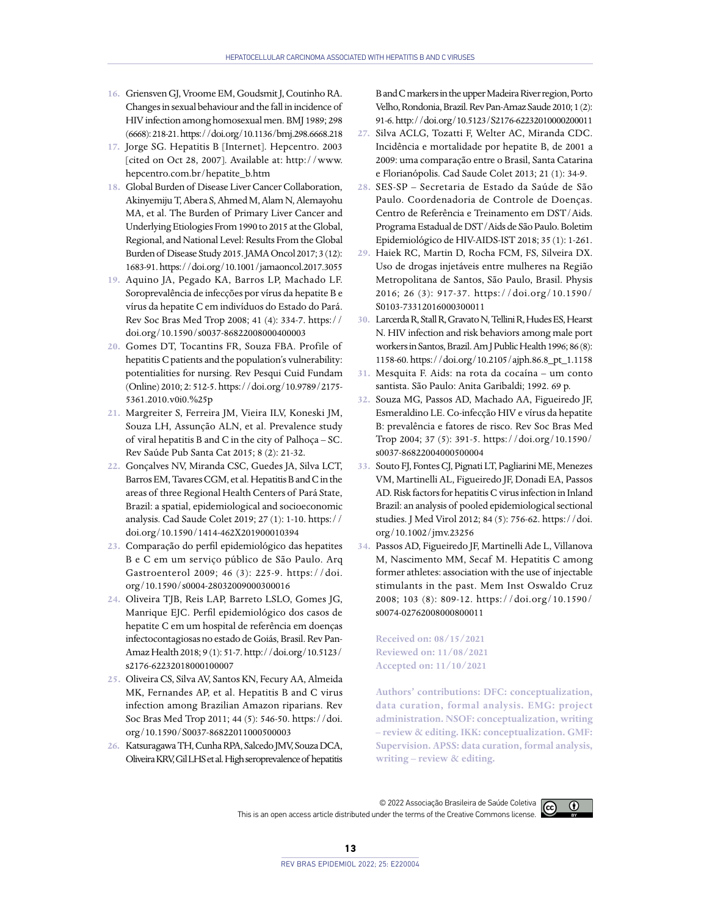16. Griensven GJ, Vroome EM, Goudsmit J, Coutinho RA. Changes in sexual behaviour and the fall in incidence of HIV infection among homosexual men. BMJ 1989; 298 (6668): 218-21. https://doi.org/10.1136/bmj.298.6668.218
17. Jorge SG. Hepatitis B [Internet]. Hepcentro. 2003 [cited on Oct 28, 2007]. Available at: http://www.hepcentro.com.br/hepatite_b.htm
18. Global Burden of Disease Liver Cancer Collaboration, Akinyemiju T, Abera S, Ahmed M, Alam N, Alemayohu MA, et al. The Burden of Primary Liver Cancer and Underlying Etiologies From 1990 to 2015 at the Global, Regional, and National Level: Results From the Global Burden of Disease Study 2015. JAMA Oncol 2017; 3 (12): 1683-91. https://doi.org/10.1001/jamaoncol.2017.3055
19. Aquino JA, Pegado KA, Barros LP, Machado LF. Soroprevalência de infecções por vírus da hepatite B e vírus da hepatite C em indivíduos do Estado do Pará. Rev Soc Bras Med Trop 2008; 41 (4): 334-7. https://doi.org/10.1590/s0037-86822008000400003
20. Gomes DT, Tocantins FR, Souza FBA. Profile of hepatitis C patients and the population's vulnerability: potentialities for nursing. Rev Pesqui Cuid Fundam (Online) 2010; 2: 512-5. https://doi.org/10.9789/2175-5361.2010.v0i0.%25p
21. Margreiter S, Ferreira JM, Vieira ILV, Koneski JM, Souza LH, Assunção ALN, et al. Prevalence study of viral hepatitis B and C in the city of Palhoça – SC. Rev Saúde Pub Santa Cat 2015; 8 (2): 21-32.
22. Gonçalves NV, Miranda CSC, Guedes JA, Silva LCT, Barros EM, Tavares CGM, et al. Hepatitis B and C in the areas of three Regional Health Centers of Pará State, Brazil: a spatial, epidemiological and socioeconomic analysis. Cad Saude Colet 2019; 27 (1): 1-10. https://doi.org/10.1590/1414-462X201900010394
23. Comparação do perfil epidemiológico das hepatites B e C em um serviço público de São Paulo. Arq Gastroenterol 2009; 46 (3): 225-9. https://doi.org/10.1590/s0004-28032009000300016
24. Oliveira TJB, Reis LAP, Barreto LSLO, Gomes JG, Manrique EJC. Perfil epidemiológico dos casos de hepatite C em um hospital de referência em doenças infectocontagiosas no estado de Goiás, Brasil. Rev Pan-Amaz Health 2018; 9 (1): 51-7. http://doi.org/10.5123/s2176-62232018000100007
25. Oliveira CS, Silva AV, Santos KN, Fecury AA, Almeida MK, Fernandes AP, et al. Hepatitis B and C virus infection among Brazilian Amazon riparians. Rev Soc Bras Med Trop 2011; 44 (5): 546-50. https://doi.org/10.1590/S0037-86822011000500003
26. Katsuragawa TH, Cunha RPA, Salcedo JMV, Souza DCA, Oliveira KRV, Gil LHS et al. High seroprevalence of hepatitis B and C markers in the upper Madeira River region, Porto Velho, Rondonia, Brazil. Rev Pan-Amaz Saude 2010; 1 (2): 91-6. http://doi.org/10.5123/S2176-62232010000200011
27. Silva ACLG, Tozatti F, Welter AC, Miranda CDC. Incidência e mortalidade por hepatite B, de 2001 a 2009: uma comparação entre o Brasil, Santa Catarina e Florianópolis. Cad Saude Colet 2013; 21 (1): 34-9.
28. SES-SP – Secretaria de Estado da Saúde de São Paulo. Coordenadoria de Controle de Doenças. Centro de Referência e Treinamento em DST/Aids. Programa Estadual de DST/Aids de São Paulo. Boletim Epidemiológico de HIV-AIDS-IST 2018; 35 (1): 1-261.
29. Haiek RC, Martin D, Rocha FCM, FS, Silveira DX. Uso de drogas injetáveis entre mulheres na Região Metropolitana de Santos, São Paulo, Brasil. Physis 2016; 26 (3): 917-37. https://doi.org/10.1590/S0103-73312016000300011
30. Larcerda R, Stall R, Gravato N, Tellini R, Hudes ES, Hearst N. HIV infection and risk behaviors among male port workers in Santos, Brazil. Am J Public Health 1996; 86 (8): 1158-60. https://doi.org/10.2105/ajph.86.8_pt_1.1158
31. Mesquita F. Aids: na rota da cocaína – um conto santista. São Paulo: Anita Garibaldi; 1992. 69 p.
32. Souza MG, Passos AD, Machado AA, Figueiredo JF, Esmeraldino LE. Co-infecção HIV e vírus da hepatite B: prevalência e fatores de risco. Rev Soc Bras Med Trop 2004; 37 (5): 391-5. https://doi.org/10.1590/s0037-86822004000500004
33. Souto FJ, Fontes CJ, Pignati LT, Pagliarini ME, Menezes VM, Martinelli AL, Figueiredo JF, Donadi EA, Passos AD. Risk factors for hepatitis C virus infection in Inland Brazil: an analysis of pooled epidemiological sectional studies. J Med Virol 2012; 84 (5): 756-62. https://doi.org/10.1002/jmv.23256
34. Passos AD, Figueiredo JF, Martinelli Ade L, Villanova M, Nascimento MM, Secaf M. Hepatitis C among former athletes: association with the use of injectable stimulants in the past. Mem Inst Oswaldo Cruz 2008; 103 (8): 809-12. https://doi.org/10.1590/s0074-02762008000800011

**Received on: 08/15/2021**
**Reviewed on: 11/08/2021**
**Accepted on: 11/10/2021**

**Authors' contributions: DFC: conceptualization, data curation, formal analysis. EMG: project administration. NSOF: conceptualization, writing – review & editing. IKK: conceptualization. GMF: Supervision. APSS: data curation, formal analysis, writing – review & editing.**

© 2022 Associação Brasileira de Saúde Coletiva
This is an open access article distributed under the terms of the Creative Commons license.